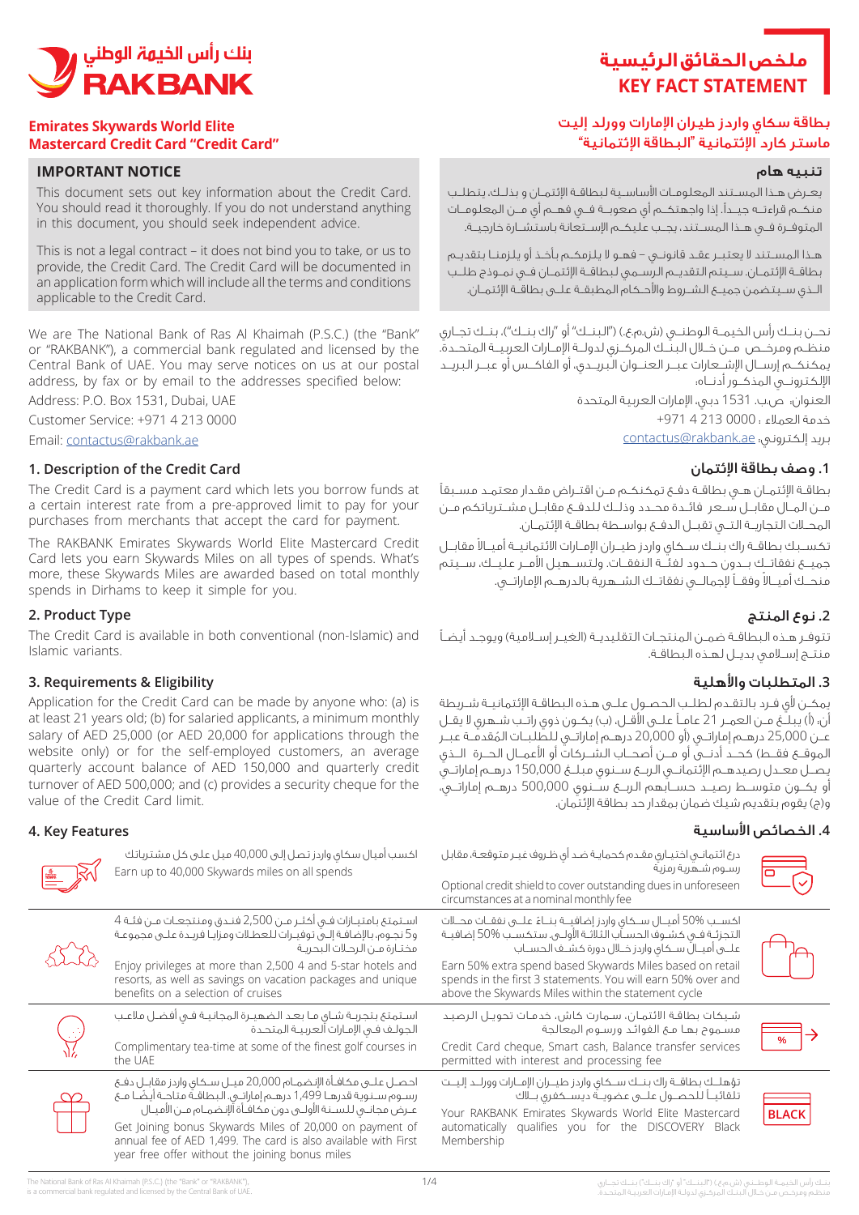# KEY FACT STATEMENT

# ملخص الحقائق الرئيسية

## Emirates Skywards World Elite Mastercard Credit Card "Credit Card"

## بطاقة سكاي واردز طيران الإمارات وورلد إليت ماستر كارد الإئتمانية "البطاقة الإئتمانية"

### IMPORTANT NOTICE

This document sets out key information about the Credit Card. You should read it thoroughly. If you do not understand anything in this document, you should seek independent advice.

This is not a legal contract – it does not bind you to take, or us to provide, the Credit Card. The Credit Card will be documented in an application form which will include all the terms and conditions applicable to the Credit Card.

### تنبيه هام

يعرض هذا المستند المعلومات الأساسية لبطاقة الإئتمان و بذلك، يتطلب منكم قراءته جيداً. إذا واجهتكم أي صعوبة في فهم أي من المعلومات المتوفرة في هذا المستند، يجب عليكم الإستعانة باستشارة خارجية.

هذا المستند لا يعتبر عقد قانوني – فهو لا يلزمكم بأخذ أو يلزمنا بتقديم بطاقة الإئتمان. سيتم التقديم الرسمي لبطاقة الإئتمان في نموذج طلب الذي سيتضمن جميع الشروط والأحكام المطبقة على بطاقة الإئتمان.

We are The National Bank of Ras Al Khaimah (P.S.C.) (the "Bank" or "RAKBANK"), a commercial bank regulated and licensed by the Central Bank of UAE. You may serve notices on us at our postal address, by fax or by email to the addresses specified below:

Address: P.O. Box 1531, Dubai, UAE

Customer Service: +971 4 213 0000

Email: contactus@rakbank.ae

نحن بنك رأس الخيمة الوطني (ش.م.ع.) ("البنك" أو "راك بنك")، بنك تجاري منظم ومرخص من خلال البنك المركزي لدولة الإمارات العربية المتحدة. يمكنكم إرسال الإشعارات عبر العنوان البريدي، أو الفاكس أو عبر البريد الإلكتروني المذكور أدناه:

العنوان: ص.ب. 1531 دبي، الإمارات العربية المتحدة

خدمة العملاء : 0000 213 4 971+

بريد إلكتروني: contactus@rakbank.ae

## 1. Description of the Credit Card

The Credit Card is a payment card which lets you borrow funds at a certain interest rate from a pre-approved limit to pay for your purchases from merchants that accept the card for payment.

The RAKBANK Emirates Skywards World Elite Mastercard Credit Card lets you earn Skywards Miles on all types of spends. What's more, these Skywards Miles are awarded based on total monthly spends in Dirhams to keep it simple for you.

## 1. وصف بطاقة الإئتمان

بطاقة الإئتمان هي بطاقة دفع تمكنكم من اقتراض مقدار معتمد مسبقاً من المال مقابل سعر فائدة محدد وذلك للدفع مقابل مشترياتكم من المحلات التجارية التي تقبل الدفع بواسطة بطاقة الإئتمان.

تكسبك بطاقة راك بنك سكاي واردز طيران الإمارات الائتمانية أميالاً مقابل جميع نفقاتك بدون حدود لفئة النفقات. ولتسهيل الأمر عليك، سيتم منحك أميالاً وفقاً لإجمالي نفقاتك الشهرية بالدرهم الإماراتي.

## 2. Product Type

The Credit Card is available in both conventional (non-Islamic) and Islamic variants.

## 2. نوع المنتج

تتوفر هذه البطاقة ضمن المنتجات التقليدية (الغير إسلامية) ويوجد أيضاً منتج إسلامي بديل لهذه البطاقة.

## 3. Requirements & Eligibility

Application for the Credit Card can be made by anyone who: (a) is at least 21 years old; (b) for salaried applicants, a minimum monthly salary of AED 25,000 (or AED 20,000 for applications through the website only) or for the self-employed customers, an average quarterly account balance of AED 150,000 and quarterly credit turnover of AED 500,000; and (c) provides a security cheque for the value of the Credit Card limit.

## 3. المتطلبات والأهلية

يمكن لأي فرد بالتقدم لطلب الحصول على هذه البطاقة الإئتمانية شريطة أن: (أ) يبلغ من العمر 21 عاماً على الأقل، (ب) يكون ذوي راتب شهري لا يقل عن 25,000 درهم إماراتي (أو 20,000 درهم إماراتي للطلبات المُقدمة عبر الموقع فقط) كحد أدنى أو من أصحاب الشركات أو الأعمال الحرة الذي يصل معدل رصيدهم الإئتماني الربع سنوي مبلغ 150,000 درهم إماراتي أو يكون متوسط رصيد حسابهم الربع سنوي 500,000 درهم إماراتي، و(ج) يقوم بتقديم شيك ضمان بمقدار حد بطاقة الإئتمان.

## 4. Key Features

## 4. الخصائص الأساسية

اكسب أميال سكاي واردز تصل إلى 40,000 ميل على كل مشترياتك

Earn up to 40,000 Skywards miles on all spends

درع ائتماني اختياري مقدم كحماية ضد أي ظروف غير متوقعة، مقابل رسوم شهرية رمزية

Optional credit shield to cover outstanding dues in unforeseen circumstances at a nominal monthly fee

استمتع بامتيازات في أكثر من 2,500 فندق ومنتجعات من فئة 4 و5 نجوم، بالإضافة إلى توفيرات للعطلات ومزايا فريدة على مجموعة مختارة من الرحلات البحرية

Enjoy privileges at more than 2,500 4 and 5-star hotels and resorts, as well as savings on vacation packages and unique benefits on a selection of cruises

اكسب 50% أميال سكاي واردز إضافية بناءً على نفقات محلات التجزئة في كشوف الحساب الثلاثة الأولى. ستكسب 50% إضافية على أميال سكاي واردز خلال دورة كشف الحساب

Earn 50% extra spend based Skywards Miles based on retail spends in the first 3 statements. You will earn 50% over and above the Skywards Miles within the statement cycle

استمتع بتجربة شاي ما بعد الظهيرة المجانية في أفضل ملاعب الجولف في الإمارات العربية المتحدة

Complimentary tea-time at some of the finest golf courses in the UAE

شيكات بطاقة الائتمان، سمارت كاش، خدمات تحويل الرصيد مسموح بها مع الفوائد ورسوم المعالجة

Credit Card cheque, Smart cash, Balance transfer services permitted with interest and processing fee

احصل على مكافأة الإنضمام 20,000 ميل سكاي واردز مقابل دفع رسوم سنوية قدرها 1,499 درهم إماراتي. البطاقة متاحة أيضاً مع عرض مجاني للسنة الأولى دون مكافأة الإنضمام من الأميال

Get Joining bonus Skywards Miles of 20,000 on payment of annual fee of AED 1,499. The card is also available with First year free offer without the joining bonus miles

تؤهلك بطاقة راك بنك سكاي واردز طيران الإمارات وورلد إليت تلقائياً للحصول على عضوية ديسكفري بلاك

Your RAKBANK Emirates Skywards World Elite Mastercard automatically qualifies you for the DISCOVERY Black Membership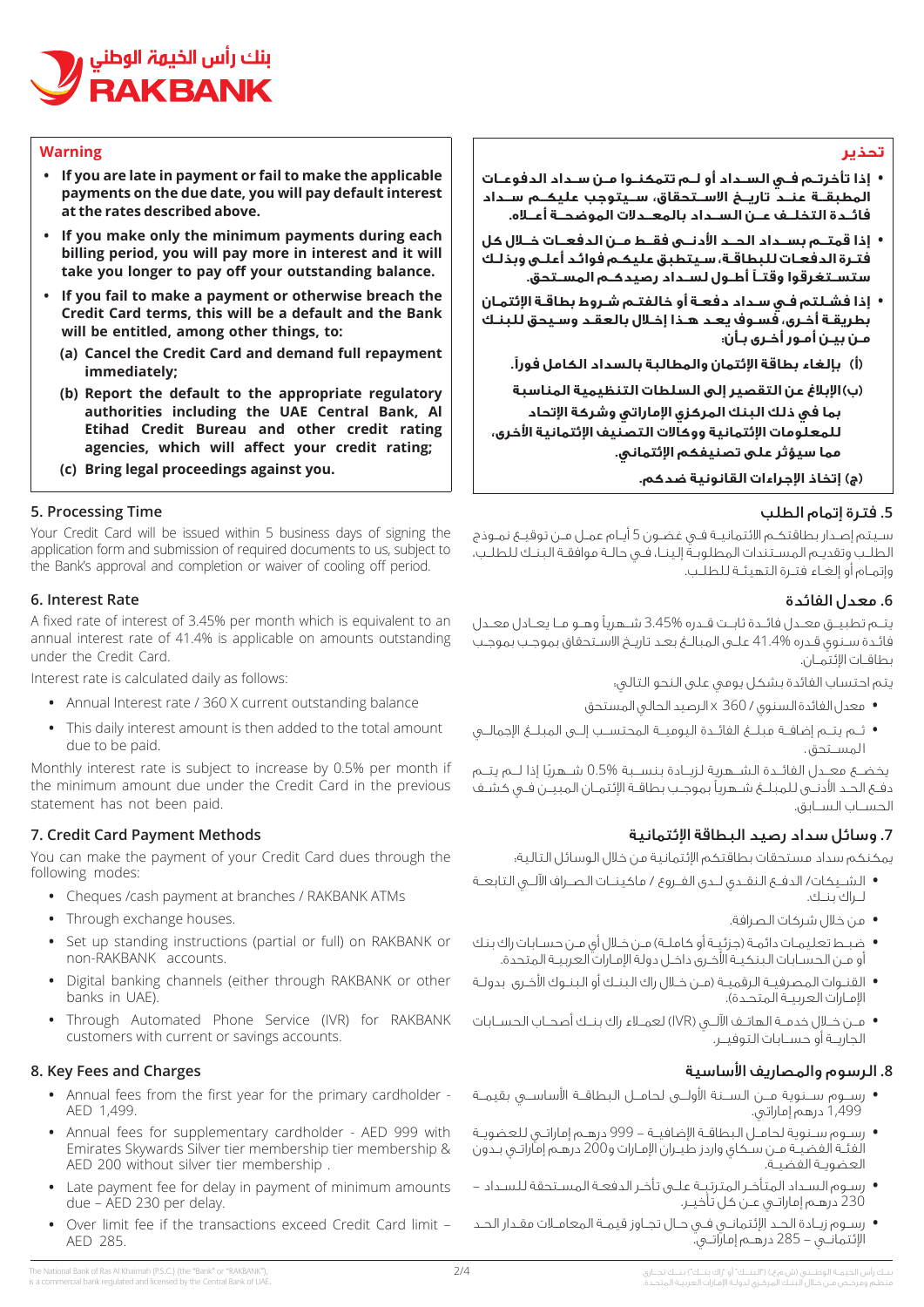## Warning

- **If you are late in payment or fail to make the applicable payments on the due date, you will pay default interest at the rates described above.**
- **If you make only the minimum payments during each billing period, you will pay more in interest and it will take you longer to pay off your outstanding balance.**
- **If you fail to make a payment or otherwise breach the Credit Card terms, this will be a default and the Bank will be entitled, among other things, to:**
  - **(a) Cancel the Credit Card and demand full repayment immediately;**
  - **(b) Report the default to the appropriate regulatory authorities including the UAE Central Bank, Al Etihad Credit Bureau and other credit rating agencies, which will affect your credit rating;**
  - **(c) Bring legal proceedings against you.**

## 5. Processing Time

Your Credit Card will be issued within 5 business days of signing the application form and submission of required documents to us, subject to the Bank's approval and completion or waiver of cooling off period.

## 6. Interest Rate

A fixed rate of interest of 3.45% per month which is equivalent to an annual interest rate of 41.4% is applicable on amounts outstanding under the Credit Card.

Interest rate is calculated daily as follows:

- Annual Interest rate / 360 X current outstanding balance
- This daily interest amount is then added to the total amount due to be paid.

Monthly interest rate is subject to increase by 0.5% per month if the minimum amount due under the Credit Card in the previous statement has not been paid.

## 7. Credit Card Payment Methods

You can make the payment of your Credit Card dues through the following modes:

- Cheques /cash payment at branches / RAKBANK ATMs
- Through exchange houses.
- Set up standing instructions (partial or full) on RAKBANK or non-RAKBANK accounts.
- Digital banking channels (either through RAKBANK or other banks in UAE).
- Through Automated Phone Service (IVR) for RAKBANK customers with current or savings accounts.

## 8. Key Fees and Charges

- Annual fees from the first year for the primary cardholder - AED 1,499.
- Annual fees for supplementary cardholder - AED 999 with Emirates Skywards Silver tier membership tier membership & AED 200 without silver tier membership .
- Late payment fee for delay in payment of minimum amounts due – AED 230 per delay.
- Over limit fee if the transactions exceed Credit Card limit – AED 285.

## تحذير

- **إذا تأخرتم في السداد أو لم تتمكنوا من سداد الدفعات المطبقة عند تاريخ الاستحقاق، سيتوجب عليكم سداد فائدة التخلف عن السداد بالمعدلات الموضحة أعلاه.**
- **إذا قمتم بسداد الحد الأدنى فقط من الدفعات خلال كل فترة الدفعات للبطاقة، سيتطبق عليكم فوائد أعلى وبذلك ستستغرقوا وقتاً أطول لسداد رصيدكم المستحق.**
- **إذا فشلتم في سداد دفعة أو خالفتم شروط بطاقة الإئتمان بطريقة أخرى، فسوف يعد هذا إخلال بالعقد وسيحق للبنك من بين أمور أخرى بأن:**
  - **(أ) بإلغاء بطاقة الإئتمان والمطالبة بالسداد الكامل فوراً.**
  - **(ب) الإبلاغ عن التقصير إلى السلطات التنظيمية المناسبة بما في ذلك البنك المركزي الإماراتي وشركة الإتحاد للمعلومات الإئتمانية ووكالات التصنيف الإئتمانية الأخرى، مما سيؤثر على تصنيفكم الإئتماني.**
  - **(ج) إتخاذ الإجراءات القانونية ضدكم.**

## 5. فترة إتمام الطلب

سيتم إصدار بطاقتكم الائتمانية في غضون 5 أيام عمل من توقيع نموذج الطلب وتقديم المستندات المطلوبة إلينا، في حالة موافقة البنك للطلب، وإتمام أو إلغاء فترة التهيئة للطلب.

## 6. معدل الفائدة

يتم تطبيق معدل فائدة ثابت قدره 3.45% شهرياً وهو ما يعادل معدل فائدة سنوي قدره 41.4% على المبالغ بعد تاريخ الاستحقاق بموجب بموجب بطاقات الإئتمان.

يتم احتساب الفائدة بشكل يومي على النحو التالي:

- معدل الفائدة السنوي / 360 x الرصيد الحالي المستحق
- ثم يتم إضافة مبلغ الفائدة اليومية المحتسب إلى المبلغ الإجمالي المستحق.

يخضع معدل الفائدة الشهرية لزيادة بنسبة 0.5% شهريًا إذا لم يتم دفع الحد الأدنى للمبلغ شهرياً بموجب بطاقة الإئتمان المبين في كشف الحساب السابق.

## 7. وسائل سداد رصيد البطاقة الإئتمانية

يمكنكم سداد مستحقات بطاقتكم الإئتمانية من خلال الوسائل التالية:

- الشيكات/ الدفع النقدي لدى الفروع / ماكينات الصراف الآلي التابعة لراك بنك.
- من خلال شركات الصرافة.
- ضبط تعليمات دائمة (جزئية أو كاملة) من خلال أي من حسابات راك بنك أو من الحسابات البنكية الأخرى داخل دولة الإمارات العربية المتحدة.
- القنوات المصرفية الرقمية (من خلال راك البنك أو البنوك الأخرى بدولة الإمارات العربية المتحدة).
- من خلال خدمة الهاتف الآلي (IVR) لعملاء راك بنك أصحاب الحسابات الجارية أو حسابات التوفير.

## 8. الرسوم والمصاريف الأساسية

- رسوم سنوية من السنة الأولى لحامل البطاقة الأساسي بقيمة 1,499 درهم إماراتي.
- رسوم سنوية لحامل البطاقة الإضافية – 999 درهم إماراتي للعضوية الفئة الفضية من سكاي واردز طيران الإمارات و200 درهم إماراتي بدون العضوية الفضية.
- رسوم السداد المتأخر المترتبة على تأخر الدفعة المستحقة للسداد – 230 درهم إماراتي عن كل تأخير.
- رسوم زيادة الحد الإئتماني في حال تجاوز قيمة المعاملات مقدار الحد الإئتماني – 285 درهم إماراتي.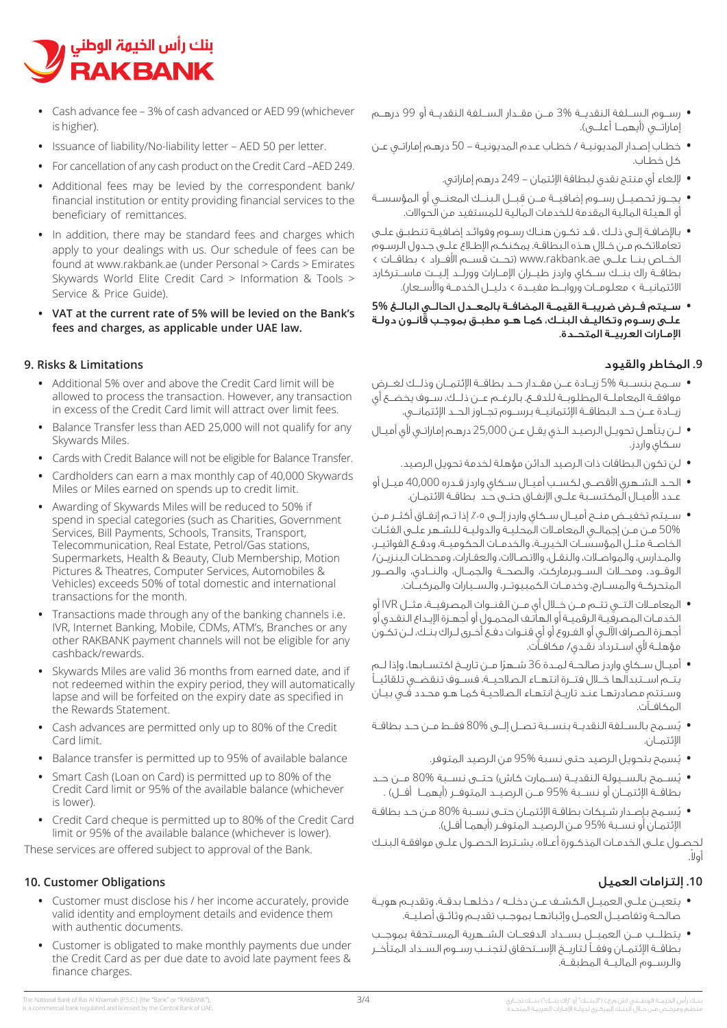- Cash advance fee – 3% of cash advanced or AED 99 (whichever is higher).
- Issuance of liability/No-liability letter – AED 50 per letter.
- For cancellation of any cash product on the Credit Card –AED 249.
- Additional fees may be levied by the correspondent bank/ financial institution or entity providing financial services to the beneficiary of remittances.
- In addition, there may be standard fees and charges which apply to your dealings with us. Our schedule of fees can be found at www.rakbank.ae (under Personal > Cards > Emirates Skywards World Elite Credit Card > Information & Tools > Service & Price Guide).
- **VAT at the current rate of 5% will be levied on the Bank's fees and charges, as applicable under UAE law.**

## 9. Risks & Limitations

- Additional 5% over and above the Credit Card limit will be allowed to process the transaction. However, any transaction in excess of the Credit Card limit will attract over limit fees.
- Balance Transfer less than AED 25,000 will not qualify for any Skywards Miles.
- Cards with Credit Balance will not be eligible for Balance Transfer.
- Cardholders can earn a max monthly cap of 40,000 Skywards Miles or Miles earned on spends up to credit limit.
- Awarding of Skywards Miles will be reduced to 50% if spend in special categories (such as Charities, Government Services, Bill Payments, Schools, Transits, Transport, Telecommunication, Real Estate, Petrol/Gas stations, Supermarkets, Health & Beauty, Club Membership, Motion Pictures & Theatres, Computer Services, Automobiles & Vehicles) exceeds 50% of total domestic and international transactions for the month.
- Transactions made through any of the banking channels i.e. IVR, Internet Banking, Mobile, CDMs, ATM's, Branches or any other RAKBANK payment channels will not be eligible for any cashback/rewards.
- Skywards Miles are valid 36 months from earned date, and if not redeemed within the expiry period, they will automatically lapse and will be forfeited on the expiry date as specified in the Rewards Statement.
- Cash advances are permitted only up to 80% of the Credit Card limit.
- Balance transfer is permitted up to 95% of available balance
- Smart Cash (Loan on Card) is permitted up to 80% of the Credit Card limit or 95% of the available balance (whichever is lower).
- Credit Card cheque is permitted up to 80% of the Credit Card limit or 95% of the available balance (whichever is lower).

These services are offered subject to approval of the Bank.

## 10. Customer Obligations

- Customer must disclose his / her income accurately, provide valid identity and employment details and evidence them with authentic documents.
- Customer is obligated to make monthly payments due under the Credit Card as per due date to avoid late payment fees & finance charges.

- رسوم السلفة النقدية 3% من مقدار السلفة النقدية أو 99 درهم إماراتي (أيهما أعلى).
- خطاب إصدار المديونية / خطاب عدم المديونية – 50 درهم إماراتي عن كل خطاب.
- إلغاء أي منتج نقدي لبطاقة الإئتمان – 249 درهم إماراتي.
- يجوز تحصيل رسوم إضافية من قبل البنك المعني أو المؤسسة أو الهيئة المالية المقدمة للخدمات المالية للمستفيد من الحوالات.
- بالإضافة إلى ذلك ، قد تكون هناك رسوم وفوائد إضافية تنطبق على تعاملاتكم من خلال هذه البطاقة. يمكنكم الإطلاع على جدول الرسوم الخاص بنا على www.rakbank.ae (تحت قسم الأفراد > بطاقات > بطاقة راك بنك سكاي واردز طيران الإمارات وورلد إليت ماستركارد الائتمانية > معلومات وروابط مفيدة > دليل الخدمة والأسعار).
- **سيتم فرض ضريبة القيمة المضافة بالمعدل الحالي البالغ 5% على رسوم وتكاليف البنك، كما هو مطبق بموجب قانون دولة الإمارات العربية المتحدة.**

## 9. المخاطر والقيود

- سيسمح بنسبة 5% زيادة عن مقدار حد بطاقة الإئتمان وذلك لغرض موافقة المعاملة المطلوبة للدفع. بالرغم عن ذلك، سوف يخضع أي زيادة عن حد البطاقة الإئتمانية برسوم تجاوز الحد الإئتماني.
- لن يتأهل تحويل الرصيد الذي يقل عن 25,000 درهم إماراتي لأي أميال سكاي واردز.
- لن تكون البطاقات ذات الرصيد الدائن مؤهلة لخدمة تحويل الرصيد.
- الحد الشهري الأقصى لكسب أميال سكاي واردز قدره 40,000 ميل أو عدد الأميال المكتسبة على الإنفاق حتى حد بطاقة الائتمان.
- سيتم تخفيض منح أميال سكاي واردز إلى ٥٠٪ إذا تم إنفاق أكثر من 50% من من إجمالي المعاملات المحلية والدولية للشهر على الفئات الخاصة مثل المؤسسات الخيرية، والخدمات الحكومية، ودفع الفواتير، والمدارس، والمواصلات، والنقل، والاتصالات، والعقارات، ومحطات البنزين/ الوقود، ومحلات السوبرماركت، والصحة والجمال، والنادي، والصور المتحركة والمسارح، وخدمات الكمبيوتر، والسيارات والمركبات.
- المعاملات التي تتم من خلال أي من القنوات المصرفية، مثل IVR أو الخدمات المصرفية الرقمية أو الهاتف المحمول أو أجهزة الإيداع النقدي أو أجهزة الصراف الآلي أو الفروع أو أي قنوات دفع أخرى لراك بنك، لن تكون مؤهلة لأي استرداد نقدي/ مكافآت.
- أميال سكاي واردز صالحة لمدة 36 شهرًا من تاريخ اكتسابها، وإذا لم يتم استبدالها خلال فترة انتهاء الصلاحية، فسوف تنقضي تلقائيًا وستتم مصادرتها عند تاريخ انتهاء الصلاحية كما هو محدد في بيان المكافآت.
- يُسمح بالسلفة النقدية بنسبة تصل إلى 80% فقط من حد بطاقة الإئتمان.
- يُسمح بتحويل الرصيد حتى نسبة 95% من الرصيد المتوفر.
- يُسمح بالسيولة النقدية (سمارت كاش) حتى نسبة 80% من حد بطاقة الإئتمان أو نسبة 95% من الرصيد المتوفر (أيهما أقل) .
- يُسمح بإصدار شيكات بطاقة الإئتمان حتى نسبة 80% من حد بطاقة الإئتمان أو نسبة 95% من الرصيد المتوفر (أيهما أقل).

لحصول على الخدمات المذكورة أعلاه، يشترط الحصول على موافقة البنك أولاً.

## 10. إلتزامات العميل

- يتعين على العميل الكشف عن دخله / دخلها بدقة، وتقديم هوية صالحة وتفاصيل العمل وإثباتها بموجب تقديم وثائق أصلية.
- يتطلب من العميل بسداد الدفعات الشهرية المستحقة بموجب بطاقة الإئتمان وفقاً لتاريخ الإستحقاق لتجنب رسوم السداد المتأخر والرسوم المالية المطبقة.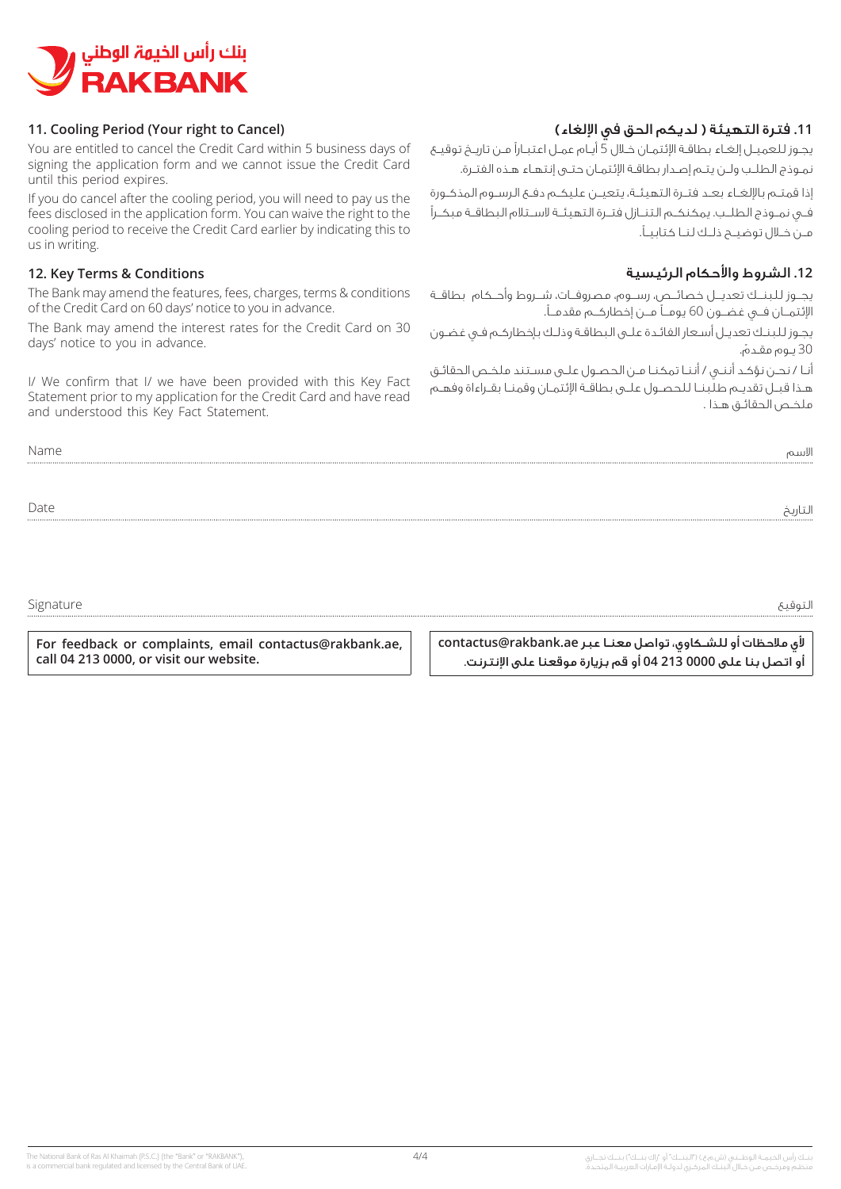## 11. Cooling Period (Your right to Cancel)

You are entitled to cancel the Credit Card within 5 business days of signing the application form and we cannot issue the Credit Card until this period expires.

If you do cancel after the cooling period, you will need to pay us the fees disclosed in the application form. You can waive the right to the cooling period to receive the Credit Card earlier by indicating this to us in writing.

## 11. فترة التهيئة ( لديكم الحق في الإلغاء )

يجوز للعميل إلغاء بطاقة الإئتمان خلال 5 أيام عمل اعتباراً من تاريخ توقيع نموذج الطلب ولن يتم إصدار بطاقة الإئتمان حتى إنتهاء هذه الفترة.

إذا قمتم بالإلغاء بعد فترة التهيئة، يتعين عليكم دفع الرسوم المذكورة في نموذج الطلب. يمكنكم التنازل فترة التهيئة لاستلام البطاقة مبكراً من خلال توضيح ذلك لنا كتابياً.

## 12. Key Terms & Conditions

The Bank may amend the features, fees, charges, terms & conditions of the Credit Card on 60 days' notice to you in advance.

The Bank may amend the interest rates for the Credit Card on 30 days' notice to you in advance.

I/ We confirm that I/ we have been provided with this Key Fact Statement prior to my application for the Credit Card and have read and understood this Key Fact Statement.

## 12. الشروط والأحكام الرئيسية

يجوز للبنك تعديل خصائص، رسوم، مصروفات، شروط وأحكام بطاقة الإئتمان في غضون 60 يوماً من إخطاركم مقدماً.

يجوز للبنك تعديل أسعار الفائدة على البطاقة وذلك بإخطاركم في غضون 30 يوم مقدماً.

أنا / نحن نؤكد أنني / أننا تمكنا من الحصول على مستند ملخص الحقائق هذا قبل تقديم طلبنا للحصول على بطاقة الإئتمان وقمنا بقراءة وفهم ملخص الحقائق هذا .

Name ............................................................ الاسم

Date ............................................................ التاريخ

Signature ............................................................ التوقيع

**For feedback or complaints, email contactus@rakbank.ae, call 04 213 0000, or visit our website.**

**لأي ملاحظات أو للشكاوي، تواصل معنا عبر contactus@rakbank.ae أو اتصل بنا على 0000 213 04 أو قم بزيارة موقعنا على الإنترنت.**

The National Bank of Ras Al Khaimah (P.S.C.) (the "Bank" or "RAKBANK"), is a commercial bank regulated and licensed by the Central Bank of UAE.

بنك رأس الخيمة الوطني (ش.م.ع.) ("البنك" أو "راك بنك") بنك تجاري منظم ومرخص من خلال البنك المركزي لدولة الإمارات العربية المتحدة.